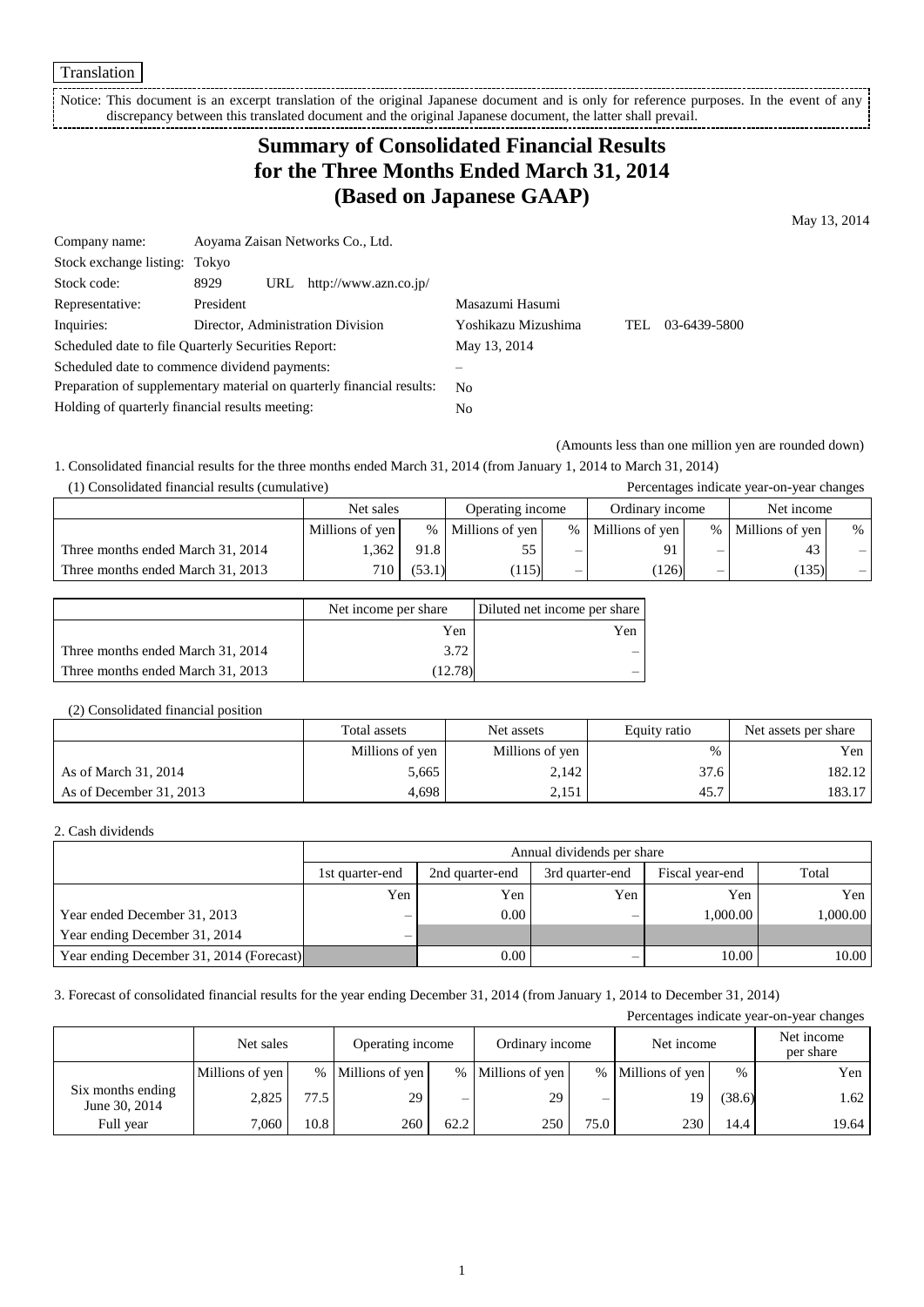Translation

Notice: This document is an excerpt translation of the original Japanese document and is only for reference purposes. In the event of any discrepancy between this translated document and the original Japanese document, the latter shall prevail.

# Summary of Consolidated Financial Results for the Three Months Ended March 31, 2014 (Based on Japanese GAAP)

May 13, 2014

| | | | |
|---|---|---|---|
| Company name: | Aoyama Zaisan Networks Co., Ltd. | | |
| Stock exchange listing: | Tokyo | | |
| Stock code: | 8929 URL http://www.azn.co.jp/ | | |
| Representative: | President | Masazumi Hasumi | |
| Inquiries: | Director, Administration Division | Yoshikazu Mizushima | TEL 03-6439-5800 |
| Scheduled date to file Quarterly Securities Report: | | May 13, 2014 | |
| Scheduled date to commence dividend payments: | | – | |
| Preparation of supplementary material on quarterly financial results: | | No | |
| Holding of quarterly financial results meeting: | | No | |

(Amounts less than one million yen are rounded down)

1. Consolidated financial results for the three months ended March 31, 2014 (from January 1, 2014 to March 31, 2014)

(1) Consolidated financial results (cumulative)

Percentages indicate year-on-year changes

| | Net sales | | Operating income | | Ordinary income | | Net income | |
|---|---|---|---|---|---|---|---|---|
| | Millions of yen | % | Millions of yen | % | Millions of yen | % | Millions of yen | % |
| Three months ended March 31, 2014 | 1,362 | 91.8 | 55 | – | 91 | – | 43 | – |
| Three months ended March 31, 2013 | 710 | (53.1) | (115) | – | (126) | – | (135) | – |

| | Net income per share | Diluted net income per share |
|---|---|---|
| | Yen | Yen |
| Three months ended March 31, 2014 | 3.72 | – |
| Three months ended March 31, 2013 | (12.78) | – |

(2) Consolidated financial position

| | Total assets | Net assets | Equity ratio | Net assets per share |
|---|---|---|---|---|
| | Millions of yen | Millions of yen | % | Yen |
| As of March 31, 2014 | 5,665 | 2,142 | 37.6 | 182.12 |
| As of December 31, 2013 | 4,698 | 2,151 | 45.7 | 183.17 |

2. Cash dividends

| | Annual dividends per share | | | | |
|---|---|---|---|---|---|
| | 1st quarter-end | 2nd quarter-end | 3rd quarter-end | Fiscal year-end | Total |
| | Yen | Yen | Yen | Yen | Yen |
| Year ended December 31, 2013 | – | 0.00 | – | 1,000.00 | 1,000.00 |
| Year ending December 31, 2014 | – | | | | |
| Year ending December 31, 2014 (Forecast) | | 0.00 | – | 10.00 | 10.00 |

3. Forecast of consolidated financial results for the year ending December 31, 2014 (from January 1, 2014 to December 31, 2014)

Percentages indicate year-on-year changes

| | Net sales | | Operating income | | Ordinary income | | Net income | | Net income per share |
|---|---|---|---|---|---|---|---|---|---|
| | Millions of yen | % | Millions of yen | % | Millions of yen | % | Millions of yen | % | Yen |
| Six months ending June 30, 2014 | 2,825 | 77.5 | 29 | – | 29 | – | 19 | (38.6) | 1.62 |
| Full year | 7,060 | 10.8 | 260 | 62.2 | 250 | 75.0 | 230 | 14.4 | 19.64 |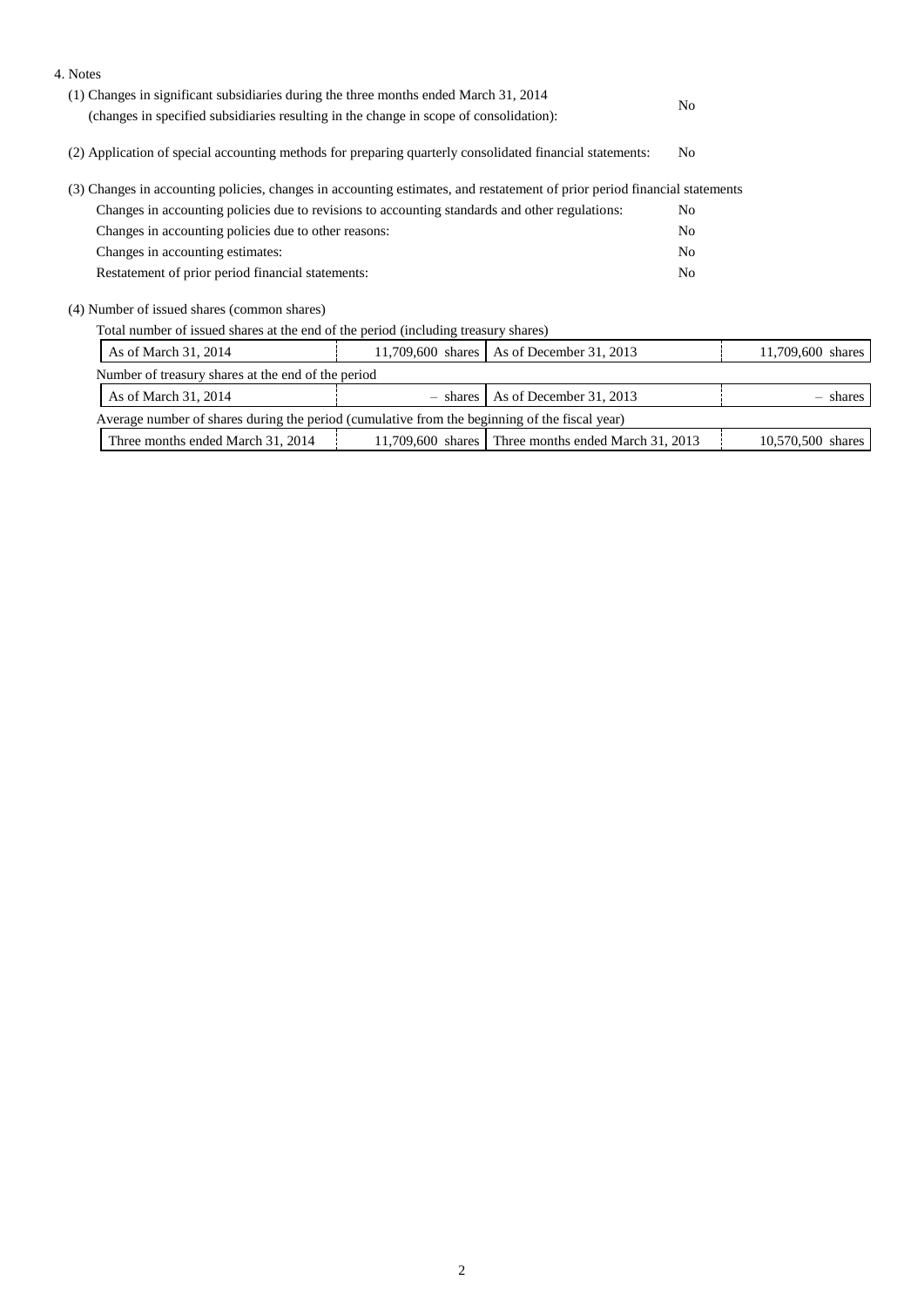4. Notes

(1) Changes in significant subsidiaries during the three months ended March 31, 2014 (changes in specified subsidiaries resulting in the change in scope of consolidation): No

(2) Application of special accounting methods for preparing quarterly consolidated financial statements: No

(3) Changes in accounting policies, changes in accounting estimates, and restatement of prior period financial statements

| | |
|---|---|
| Changes in accounting policies due to revisions to accounting standards and other regulations: | No |
| Changes in accounting policies due to other reasons: | No |
| Changes in accounting estimates: | No |
| Restatement of prior period financial statements: | No |

(4) Number of issued shares (common shares)

Total number of issued shares at the end of the period (including treasury shares)

| | | | |
|---|---|---|---|
| As of March 31, 2014 | 11,709,600 shares | As of December 31, 2013 | 11,709,600 shares |

Number of treasury shares at the end of the period

| | | | |
|---|---|---|---|
| As of March 31, 2014 | – shares | As of December 31, 2013 | – shares |

Average number of shares during the period (cumulative from the beginning of the fiscal year)

| | | | |
|---|---|---|---|
| Three months ended March 31, 2014 | 11,709,600 shares | Three months ended March 31, 2013 | 10,570,500 shares |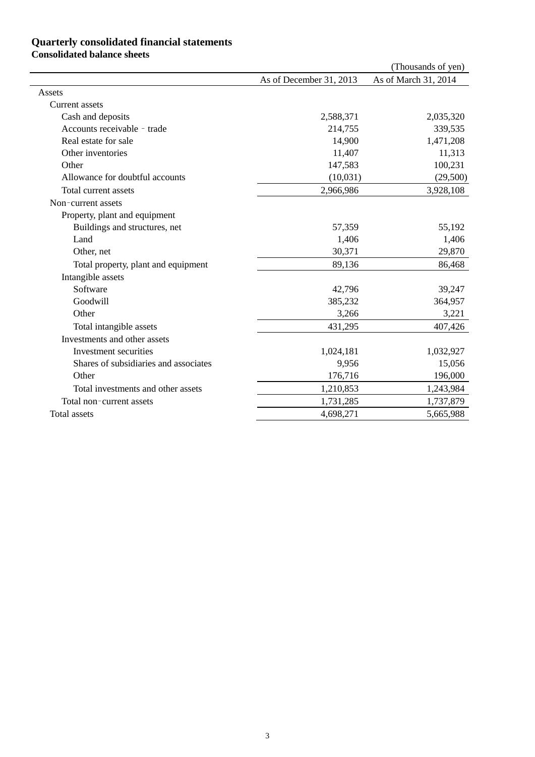# Quarterly consolidated financial statements

## Consolidated balance sheets

(Thousands of yen)

| | As of December 31, 2013 | As of March 31, 2014 |
|---|---|---|
| Assets | | |
| Current assets | | |
| Cash and deposits | 2,588,371 | 2,035,320 |
| Accounts receivable ‐ trade | 214,755 | 339,535 |
| Real estate for sale | 14,900 | 1,471,208 |
| Other inventories | 11,407 | 11,313 |
| Other | 147,583 | 100,231 |
| Allowance for doubtful accounts | (10,031) | (29,500) |
| Total current assets | 2,966,986 | 3,928,108 |
| Non‐current assets | | |
| Property, plant and equipment | | |
| Buildings and structures, net | 57,359 | 55,192 |
| Land | 1,406 | 1,406 |
| Other, net | 30,371 | 29,870 |
| Total property, plant and equipment | 89,136 | 86,468 |
| Intangible assets | | |
| Software | 42,796 | 39,247 |
| Goodwill | 385,232 | 364,957 |
| Other | 3,266 | 3,221 |
| Total intangible assets | 431,295 | 407,426 |
| Investments and other assets | | |
| Investment securities | 1,024,181 | 1,032,927 |
| Shares of subsidiaries and associates | 9,956 | 15,056 |
| Other | 176,716 | 196,000 |
| Total investments and other assets | 1,210,853 | 1,243,984 |
| Total non‐current assets | 1,731,285 | 1,737,879 |
| Total assets | 4,698,271 | 5,665,988 |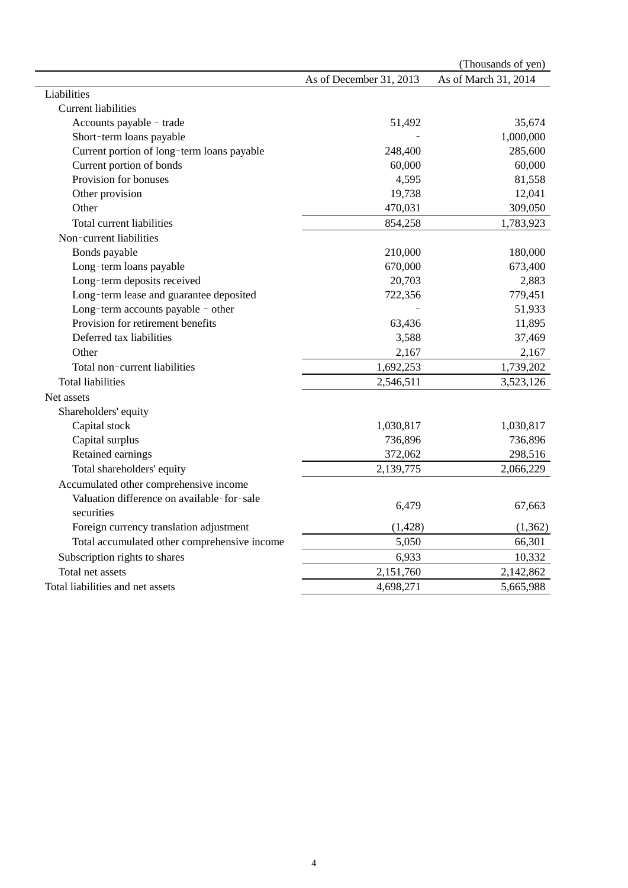(Thousands of yen)

| | As of December 31, 2013 | As of March 31, 2014 |
|---|---|---|
| Liabilities | | |
| Current liabilities | | |
| Accounts payable ‑ trade | 51,492 | 35,674 |
| Short‑term loans payable | ‑ | 1,000,000 |
| Current portion of long‑term loans payable | 248,400 | 285,600 |
| Current portion of bonds | 60,000 | 60,000 |
| Provision for bonuses | 4,595 | 81,558 |
| Other provision | 19,738 | 12,041 |
| Other | 470,031 | 309,050 |
| Total current liabilities | 854,258 | 1,783,923 |
| Non‑current liabilities | | |
| Bonds payable | 210,000 | 180,000 |
| Long‑term loans payable | 670,000 | 673,400 |
| Long‑term deposits received | 20,703 | 2,883 |
| Long‑term lease and guarantee deposited | 722,356 | 779,451 |
| Long‑term accounts payable ‑ other | ‑ | 51,933 |
| Provision for retirement benefits | 63,436 | 11,895 |
| Deferred tax liabilities | 3,588 | 37,469 |
| Other | 2,167 | 2,167 |
| Total non‑current liabilities | 1,692,253 | 1,739,202 |
| Total liabilities | 2,546,511 | 3,523,126 |
| Net assets | | |
| Shareholders' equity | | |
| Capital stock | 1,030,817 | 1,030,817 |
| Capital surplus | 736,896 | 736,896 |
| Retained earnings | 372,062 | 298,516 |
| Total shareholders' equity | 2,139,775 | 2,066,229 |
| Accumulated other comprehensive income | | |
| Valuation difference on available‑for‑sale securities | 6,479 | 67,663 |
| Foreign currency translation adjustment | (1,428) | (1,362) |
| Total accumulated other comprehensive income | 5,050 | 66,301 |
| Subscription rights to shares | 6,933 | 10,332 |
| Total net assets | 2,151,760 | 2,142,862 |
| Total liabilities and net assets | 4,698,271 | 5,665,988 |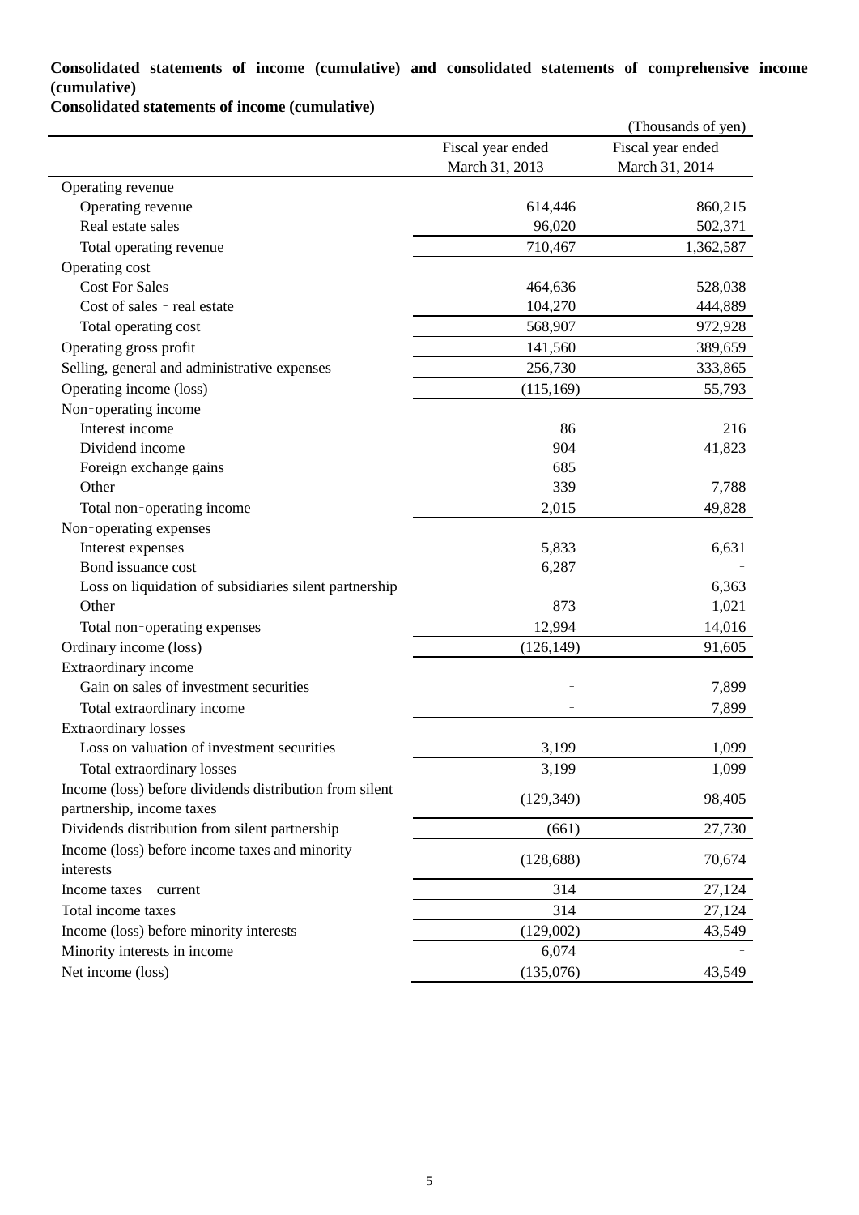**Consolidated statements of income (cumulative) and consolidated statements of comprehensive income (cumulative)**

**Consolidated statements of income (cumulative)**

(Thousands of yen)

| | Fiscal year ended March 31, 2013 | Fiscal year ended March 31, 2014 |
|---|---:|---:|
| Operating revenue | | |
| Operating revenue | 614,446 | 860,215 |
| Real estate sales | 96,020 | 502,371 |
| Total operating revenue | 710,467 | 1,362,587 |
| Operating cost | | |
| Cost For Sales | 464,636 | 528,038 |
| Cost of sales – real estate | 104,270 | 444,889 |
| Total operating cost | 568,907 | 972,928 |
| Operating gross profit | 141,560 | 389,659 |
| Selling, general and administrative expenses | 256,730 | 333,865 |
| Operating income (loss) | (115,169) | 55,793 |
| Non-operating income | | |
| Interest income | 86 | 216 |
| Dividend income | 904 | 41,823 |
| Foreign exchange gains | 685 | – |
| Other | 339 | 7,788 |
| Total non-operating income | 2,015 | 49,828 |
| Non-operating expenses | | |
| Interest expenses | 5,833 | 6,631 |
| Bond issuance cost | 6,287 | – |
| Loss on liquidation of subsidiaries silent partnership | – | 6,363 |
| Other | 873 | 1,021 |
| Total non-operating expenses | 12,994 | 14,016 |
| Ordinary income (loss) | (126,149) | 91,605 |
| Extraordinary income | | |
| Gain on sales of investment securities | – | 7,899 |
| Total extraordinary income | – | 7,899 |
| Extraordinary losses | | |
| Loss on valuation of investment securities | 3,199 | 1,099 |
| Total extraordinary losses | 3,199 | 1,099 |
| Income (loss) before dividends distribution from silent partnership, income taxes | (129,349) | 98,405 |
| Dividends distribution from silent partnership | (661) | 27,730 |
| Income (loss) before income taxes and minority interests | (128,688) | 70,674 |
| Income taxes – current | 314 | 27,124 |
| Total income taxes | 314 | 27,124 |
| Income (loss) before minority interests | (129,002) | 43,549 |
| Minority interests in income | 6,074 | – |
| Net income (loss) | (135,076) | 43,549 |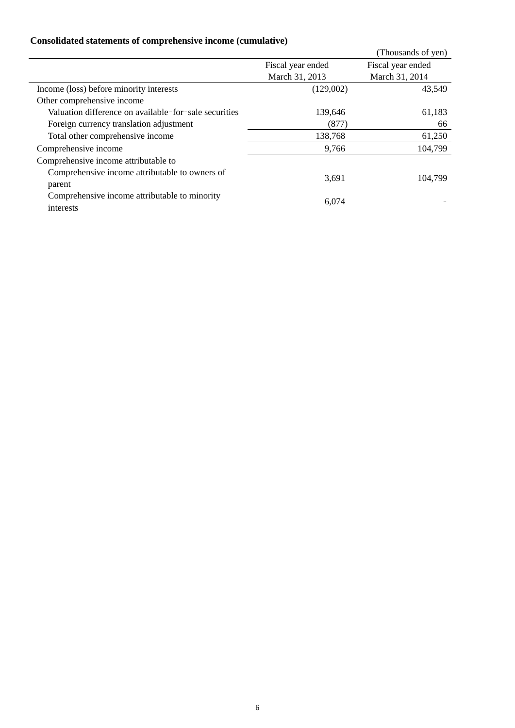**Consolidated statements of comprehensive income (cumulative)**

(Thousands of yen)

| | Fiscal year ended March 31, 2013 | Fiscal year ended March 31, 2014 |
|---|---|---|
| Income (loss) before minority interests | (129,002) | 43,549 |
| Other comprehensive income | | |
| Valuation difference on available‐for‐sale securities | 139,646 | 61,183 |
| Foreign currency translation adjustment | (877) | 66 |
| Total other comprehensive income | 138,768 | 61,250 |
| Comprehensive income | 9,766 | 104,799 |
| Comprehensive income attributable to | | |
| Comprehensive income attributable to owners of parent | 3,691 | 104,799 |
| Comprehensive income attributable to minority interests | 6,074 | ‐ |